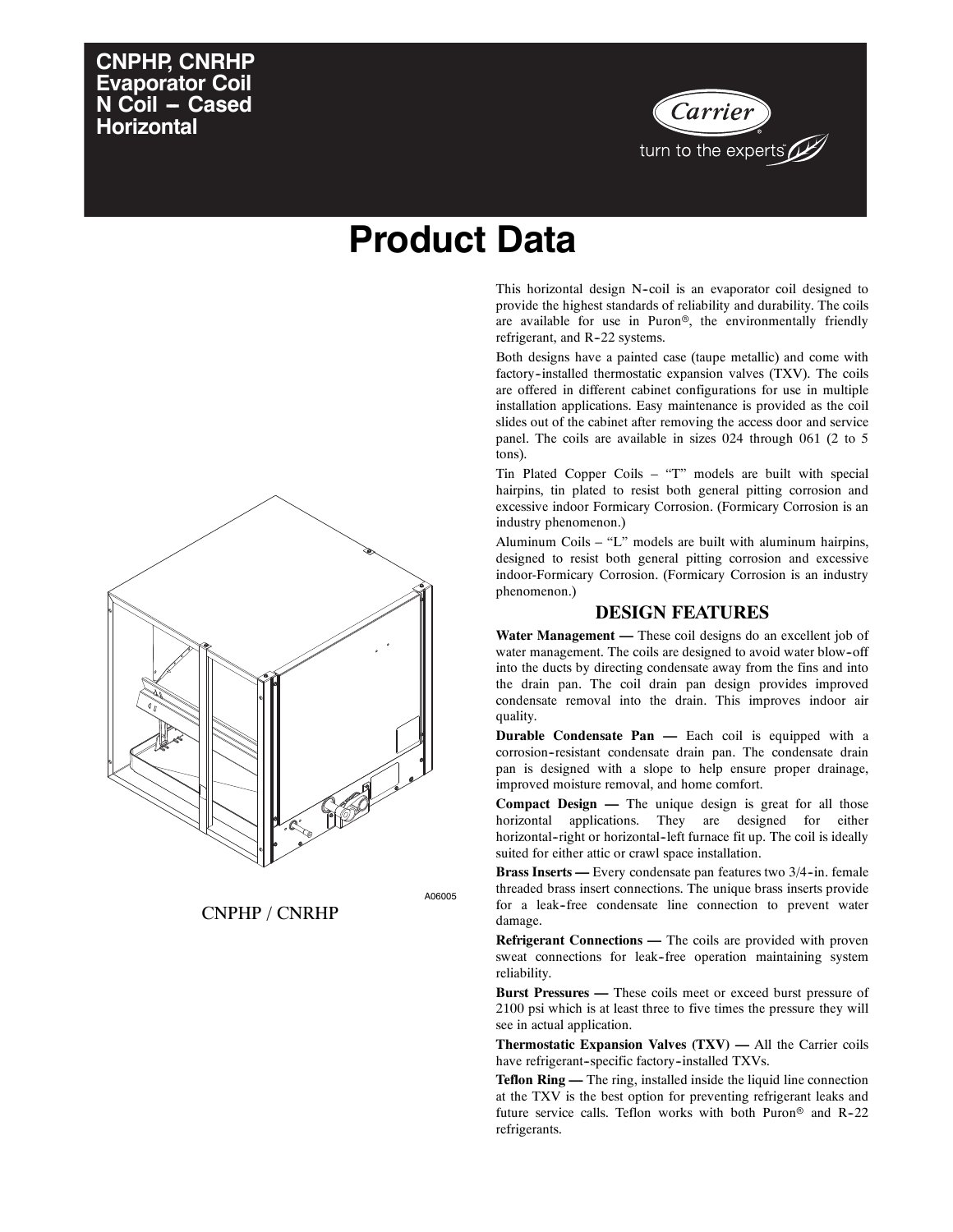# CNPHP, CNRHP Evaporator Coil N Coil – Cased Horizontal

Carrier
turn to the experts

# Product Data

A06005

CNPHP / CNRHP

This horizontal design N-coil is an evaporator coil designed to provide the highest standards of reliability and durability. The coils are available for use in Puron®, the environmentally friendly refrigerant, and R-22 systems.

Both designs have a painted case (taupe metallic) and come with factory-installed thermostatic expansion valves (TXV). The coils are offered in different cabinet configurations for use in multiple installation applications. Easy maintenance is provided as the coil slides out of the cabinet after removing the access door and service panel. The coils are available in sizes 024 through 061 (2 to 5 tons).

Tin Plated Copper Coils – "T" models are built with special hairpins, tin plated to resist both general pitting corrosion and excessive indoor Formicary Corrosion. (Formicary Corrosion is an industry phenomenon.)

Aluminum Coils – "L" models are built with aluminum hairpins, designed to resist both general pitting corrosion and excessive indoor-Formicary Corrosion. (Formicary Corrosion is an industry phenomenon.)

## DESIGN FEATURES

**Water Management —** These coil designs do an excellent job of water management. The coils are designed to avoid water blow-off into the ducts by directing condensate away from the fins and into the drain pan. The coil drain pan design provides improved condensate removal into the drain. This improves indoor air quality.

**Durable Condensate Pan —** Each coil is equipped with a corrosion-resistant condensate drain pan. The condensate drain pan is designed with a slope to help ensure proper drainage, improved moisture removal, and home comfort.

**Compact Design —** The unique design is great for all those horizontal applications. They are designed for either horizontal-right or horizontal-left furnace fit up. The coil is ideally suited for either attic or crawl space installation.

**Brass Inserts —** Every condensate pan features two 3/4-in. female threaded brass insert connections. The unique brass inserts provide for a leak-free condensate line connection to prevent water damage.

**Refrigerant Connections —** The coils are provided with proven sweat connections for leak-free operation maintaining system reliability.

**Burst Pressures —** These coils meet or exceed burst pressure of 2100 psi which is at least three to five times the pressure they will see in actual application.

**Thermostatic Expansion Valves (TXV) —** All the Carrier coils have refrigerant-specific factory-installed TXVs.

**Teflon Ring —** The ring, installed inside the liquid line connection at the TXV is the best option for preventing refrigerant leaks and future service calls. Teflon works with both Puron® and R-22 refrigerants.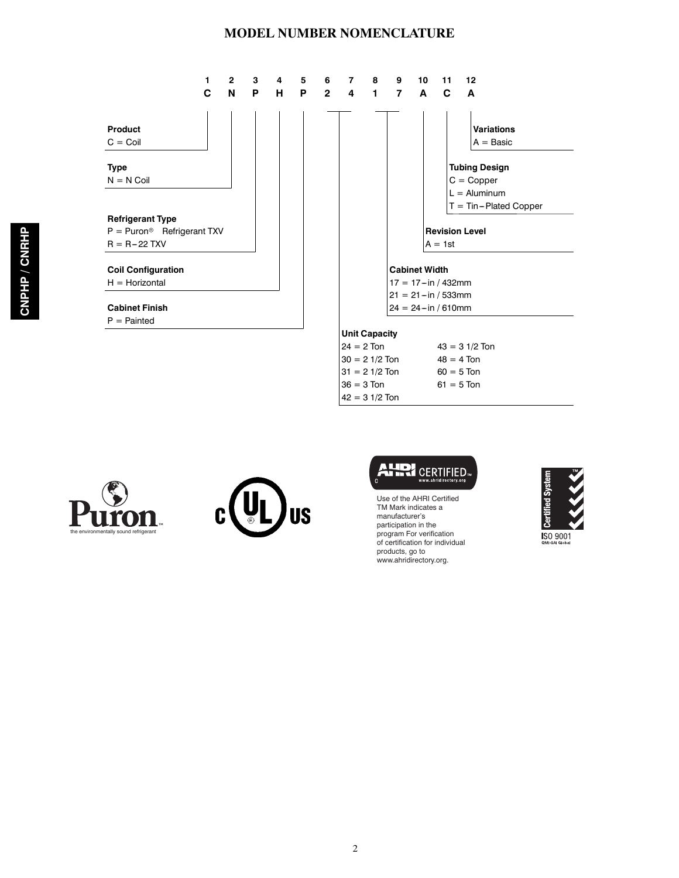# MODEL NUMBER NOMENCLATURE

| 1 | 2 | 3 | 4 | 5 | 6 | 7 | 8 | 9 | 10 | 11 | 12 |
|---|---|---|---|---|---|---|---|---|---|---|---|
| C | N | P | H | P | 2 | 4 | 1 | 7 | A | C | A |

**Product**
C = Coil

**Type**
N = N Coil

**Refrigerant Type**
P = Puron® Refrigerant TXV
R = R–22 TXV

**Coil Configuration**
H = Horizontal

**Cabinet Finish**
P = Painted

**Unit Capacity**

| | |
|---|---|
| 24 = 2 Ton | 43 = 3 1/2 Ton |
| 30 = 2 1/2 Ton | 48 = 4 Ton |
| 31 = 2 1/2 Ton | 60 = 5 Ton |
| 36 = 3 Ton | 61 = 5 Ton |
| 42 = 3 1/2 Ton | |

**Cabinet Width**
17 = 17–in / 432mm
21 = 21–in / 533mm
24 = 24–in / 610mm

**Revision Level**
A = 1st

**Tubing Design**
C = Copper
L = Aluminum
T = Tin–Plated Copper

**Variations**
A = Basic

Puron™ the environmentally sound refrigerant

AHRI CERTIFIED™ www.ahridirectory.org

Use of the AHRI Certified TM Mark indicates a manufacturer's participation in the program For verification of certification for individual products, go to www.ahridirectory.org.

Certified System™ ISO 9001 QMI-SAI Global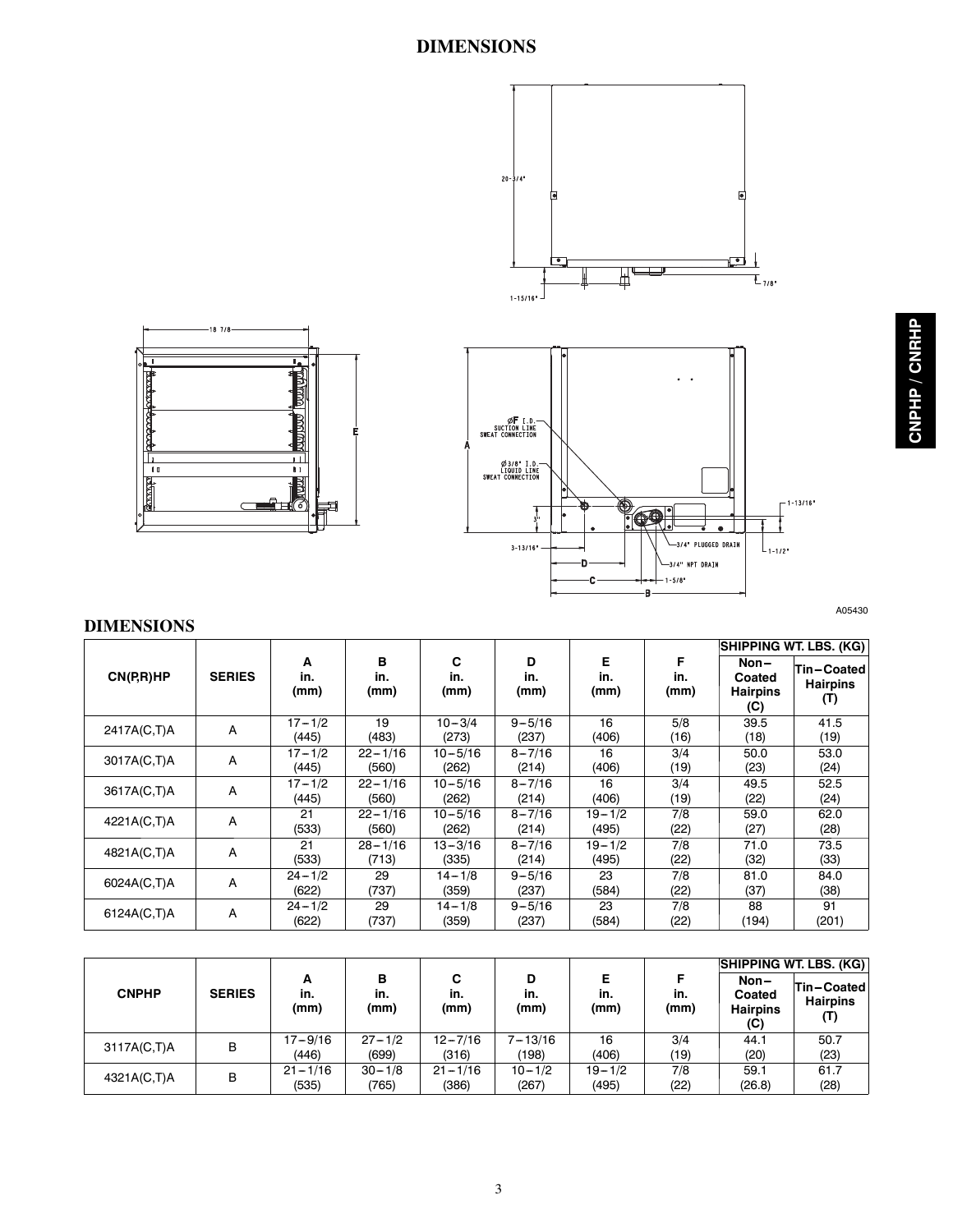# DIMENSIONS

A05430

## DIMENSIONS

| CN(P,R)HP | SERIES | A in. (mm) | B in. (mm) | C in. (mm) | D in. (mm) | E in. (mm) | F in. (mm) | SHIPPING WT. LBS. (KG) | |
|---|---|---|---|---|---|---|---|---|---|
| | | | | | | | | Non–Coated Hairpins (C) | Tin–Coated Hairpins (T) |
| 2417A(C,T)A | A | 17–1/2 (445) | 19 (483) | 10–3/4 (273) | 9–5/16 (237) | 16 (406) | 5/8 (16) | 39.5 (18) | 41.5 (19) |
| 3017A(C,T)A | A | 17–1/2 (445) | 22–1/16 (560) | 10–5/16 (262) | 8–7/16 (214) | 16 (406) | 3/4 (19) | 50.0 (23) | 53.0 (24) |
| 3617A(C,T)A | A | 17–1/2 (445) | 22–1/16 (560) | 10–5/16 (262) | 8–7/16 (214) | 16 (406) | 3/4 (19) | 49.5 (22) | 52.5 (24) |
| 4221A(C,T)A | A | 21 (533) | 22–1/16 (560) | 10–5/16 (262) | 8–7/16 (214) | 19–1/2 (495) | 7/8 (22) | 59.0 (27) | 62.0 (28) |
| 4821A(C,T)A | A | 21 (533) | 28–1/16 (713) | 13–3/16 (335) | 8–7/16 (214) | 19–1/2 (495) | 7/8 (22) | 71.0 (32) | 73.5 (33) |
| 6024A(C,T)A | A | 24–1/2 (622) | 29 (737) | 14–1/8 (359) | 9–5/16 (237) | 23 (584) | 7/8 (22) | 81.0 (37) | 84.0 (38) |
| 6124A(C,T)A | A | 24–1/2 (622) | 29 (737) | 14–1/8 (359) | 9–5/16 (237) | 23 (584) | 7/8 (22) | 88 (194) | 91 (201) |

| CNPHP | SERIES | A in. (mm) | B in. (mm) | C in. (mm) | D in. (mm) | E in. (mm) | F in. (mm) | SHIPPING WT. LBS. (KG) | |
|---|---|---|---|---|---|---|---|---|---|
| | | | | | | | | Non–Coated Hairpins (C) | Tin–Coated Hairpins (T) |
| 3117A(C,T)A | B | 17–9/16 (446) | 27–1/2 (699) | 12–7/16 (316) | 7–13/16 (198) | 16 (406) | 3/4 (19) | 44.1 (20) | 50.7 (23) |
| 4321A(C,T)A | B | 21–1/16 (535) | 30–1/8 (765) | 21–1/16 (386) | 10–1/2 (267) | 19–1/2 (495) | 7/8 (22) | 59.1 (26.8) | 61.7 (28) |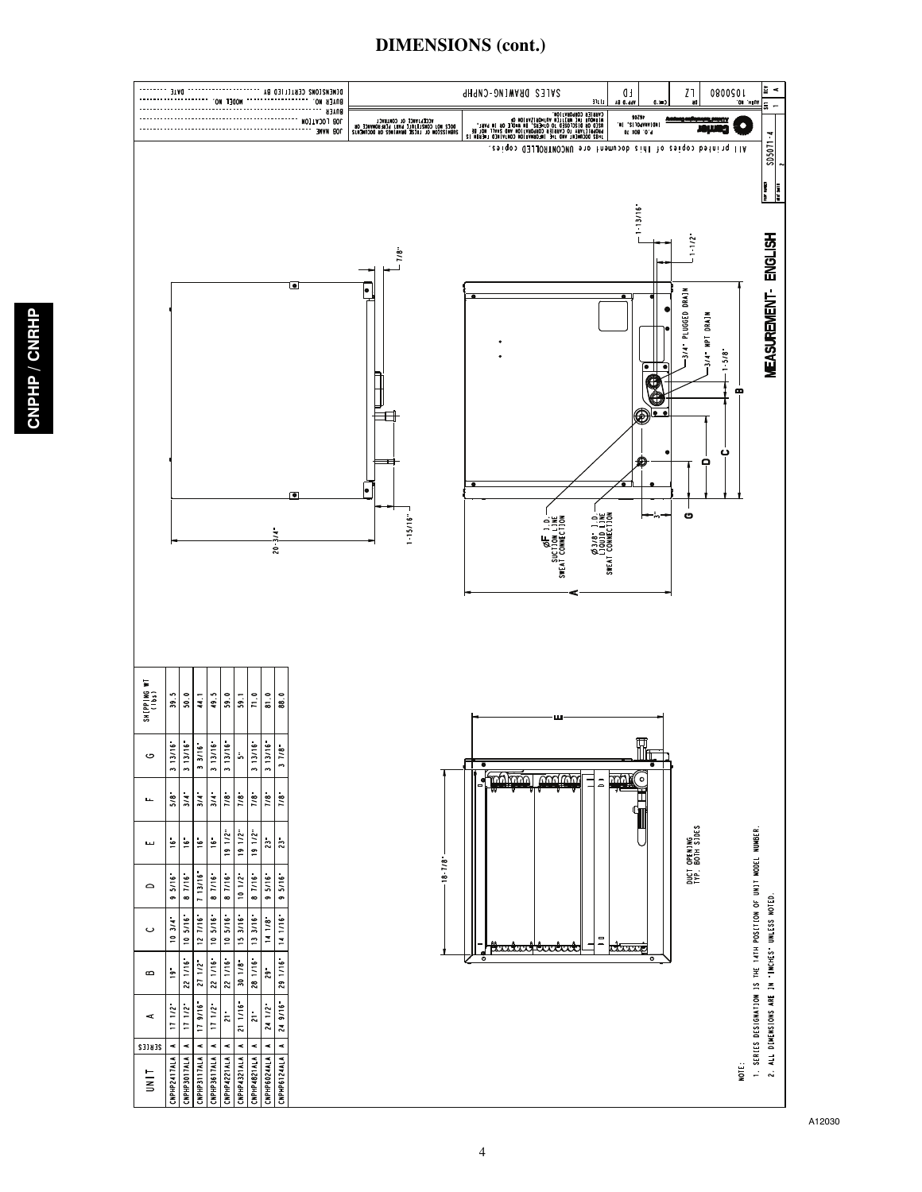# DIMENSIONS (cont.)

| UNIT | SERIES | A | B | C | D | E | F | G | SHIPPING WT (lbs) |
|---|---|---|---|---|---|---|---|---|---|
| CNPHP2417ALA | A | 17 1/2" | 19" | 10 3/4" | 9 5/16" | 16" | 5/8" | 3 13/16" | 39.5 |
| CNPHP3017ALA | A | 17 1/2" | 22 1/16" | 10 5/16" | 8 7/16" | 16" | 3/4" | 3 13/16" | 50.0 |
| CNPHP3117ALA | A | 17 9/16" | 27 1/2" | 12 7/16" | 7 13/16" | 16" | 3/4" | 3 3/16" | 44.1 |
| CNPHP3617ALA | A | 17 1/2" | 22 1/16" | 10 5/16" | 8 7/16" | 16" | 3/4" | 3 13/16" | 49.5 |
| CNPHP4221ALA | A | 21" | 22 1/16" | 10 5/16" | 8 7/16" | 19 1/2" | 7/8" | 3 13/16" | 59.0 |
| CNPHP4321ALA | A | 21 1/16" | 30 1/8" | 15 3/16" | 10 1/2" | 19 1/2" | 7/8" | 5" | 59.1 |
| CNPHP4821ALA | A | 21" | 28 1/16" | 13 3/16" | 8 7/16" | 19 1/2" | 7/8" | 3 13/16" | 71.0 |
| CNPHP6024ALA | A | 24 1/2" | 29" | 14 1/8" | 9 5/16" | 23" | 7/8" | 3 13/16" | 81.0 |
| CNPHP6124ALA | A | 24 9/16" | 29 1/16" | 14 1/16" | 9 5/16" | 23" | 7/8" | 3 7/8" | 88.0 |

NOTE:

1. SERIES DESIGNATION IS THE 14TH POSITION OF UNIT MODEL NUMBER.
2. ALL DIMENSIONS ARE IN "INCHES" UNLESS NOTED.

Drawing labels: 20-3/4"; 7/8"; 1-15/16"; 1-13/16"; 1-1/2"; 3/4" PLUGGED DRAIN; 3/4" MPT DRAIN; 1-5/8"; ØF I.D. SUCTION LINE SWEAT CONNECTION; Ø3/8" I.D. LIQUID LINE SWEAT CONNECTION; 3"; 18-7/8"; DUCT OPENING TYP. BOTH SIDES; MEASUREMENT- ENGLISH

SALES DRAWING-CNPHP — 1050080 — SD5071-4 — REV A

All printed copies of this document are UNCONTROLLED copies.

A12030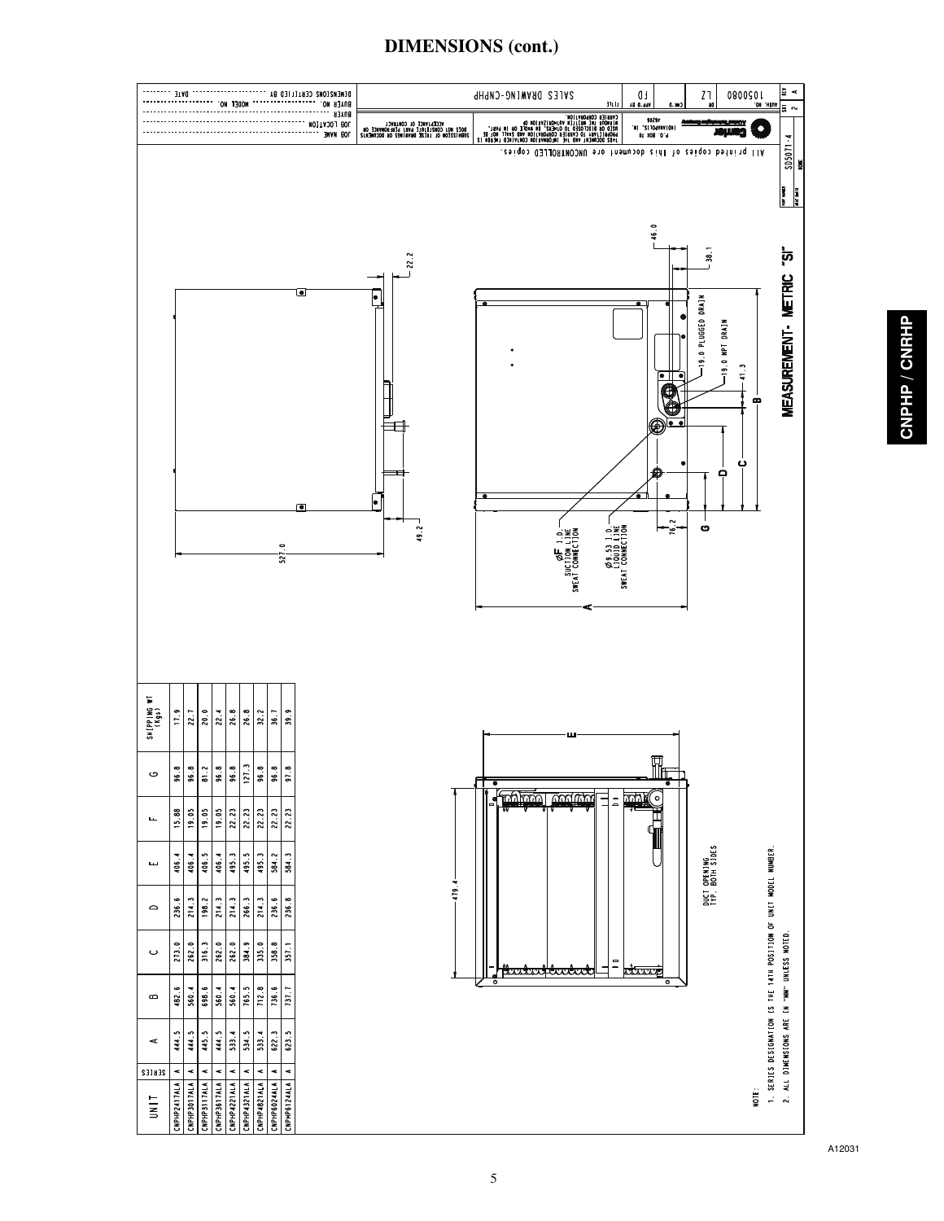# DIMENSIONS (cont.)

MEASUREMENT- METRIC "SI"

| UNIT | SERIES | A | B | C | D | E | F | G | SHIPPING WT (Kgs) |
|---|---|---|---|---|---|---|---|---|---|
| CNPHP2417ALA | A | 444.5 | 482.6 | 273.0 | 236.6 | 406.4 | 15.88 | 96.8 | 17.9 |
| CNPHP3017ALA | A | 444.5 | 560.4 | 262.0 | 214.3 | 406.4 | 19.05 | 96.8 | 22.7 |
| CNPHP3117ALA | A | 445.5 | 698.6 | 316.3 | 198.2 | 406.5 | 19.05 | 81.2 | 20.0 |
| CNPHP3617ALA | A | 444.5 | 560.4 | 262.0 | 214.3 | 406.4 | 19.05 | 96.8 | 22.4 |
| CNPHP4221ALA | A | 533.4 | 560.4 | 262.0 | 214.3 | 495.3 | 22.23 | 96.8 | 26.8 |
| CNPHP4321ALA | A | 534.5 | 765.5 | 384.9 | 266.3 | 495.5 | 22.23 | 127.3 | 26.8 |
| CNPHP4821ALA | A | 533.4 | 712.8 | 335.0 | 214.3 | 495.3 | 22.23 | 96.8 | 32.2 |
| CNPHP6024ALA | A | 622.3 | 736.6 | 358.8 | 236.6 | 584.2 | 22.23 | 96.8 | 36.7 |
| CNPHP6124ALA | A | 623.5 | 737.7 | 357.1 | 236.8 | 584.3 | 22.23 | 97.8 | 39.9 |

Drawing labels: 527.0; 22.2; 49.2; 46.0; 38.1; 19.0 PLUGGED DRAIN; 19.0 NPT DRAIN; 41.3; 76.2; ØF I.D. SUCTION LINE SWEAT CONNECTION; Ø9.53 I.D. LIQUID LINE SWEAT CONNECTION; 479.4; DUCT OPENING TYP. BOTH SIDES

NOTE:
1. SERIES DESIGNATION IS THE 14TH POSITION OF UNIT MODEL NUMBER.
2. ALL DIMENSIONS ARE IN "MM" UNLESS NOTED.

All printed copies of this document are UNCONTROLLED copies.

SALES DRAWING-CNPHP — 1050080 — SD5071-4

A12031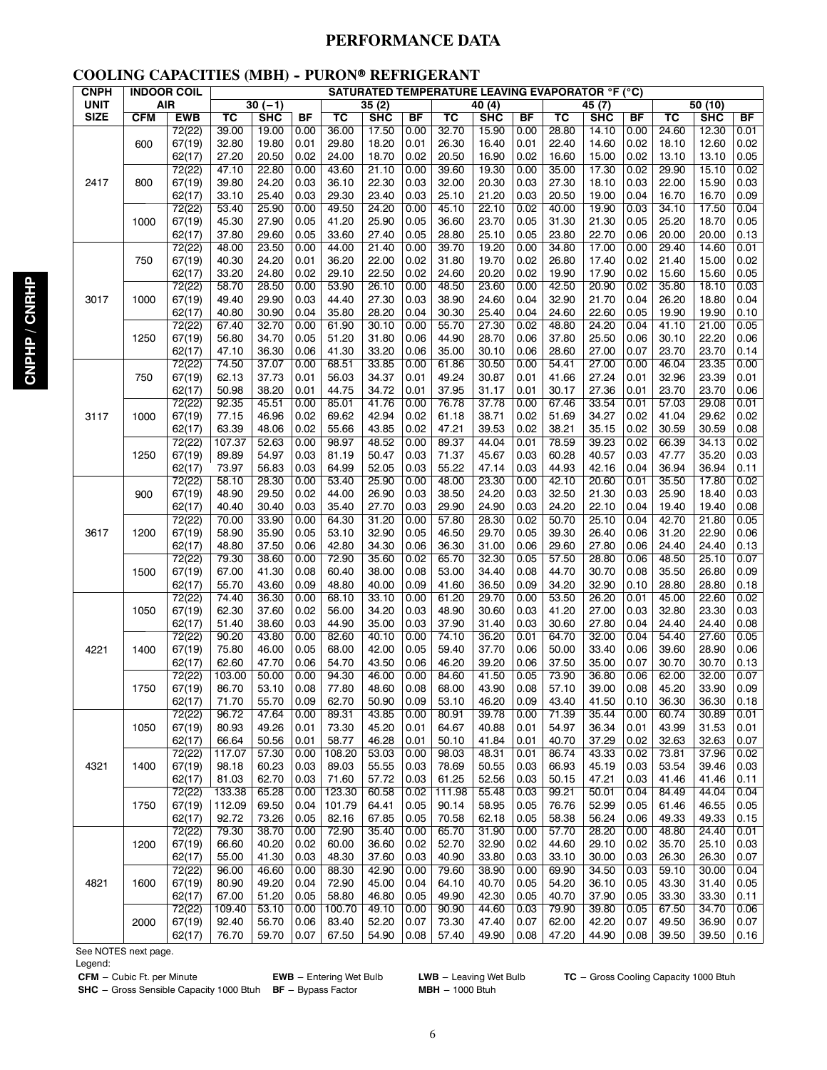# PERFORMANCE DATA

## COOLING CAPACITIES (MBH) - PURON® REFRIGERANT

| CNPH UNIT SIZE | INDOOR COIL AIR | | SATURATED TEMPERATURE LEAVING EVAPORATOR °F (°C) | | | | | | | | | | | | | | |
|---|---|---|---|---|---|---|---|---|---|---|---|---|---|---|---|---|---|
| | | | 30 (−1) | | | 35 (2) | | | 40 (4) | | | 45 (7) | | | 50 (10) | | |
| | CFM | EWB | TC | SHC | BF | TC | SHC | BF | TC | SHC | BF | TC | SHC | BF | TC | SHC | BF |
| 2417 | 600 | 72(22) | 39.00 | 19.00 | 0.00 | 36.00 | 17.50 | 0.00 | 32.70 | 15.90 | 0.00 | 28.80 | 14.10 | 0.00 | 24.60 | 12.30 | 0.01 |
| | | 67(19) | 32.80 | 19.80 | 0.01 | 29.80 | 18.20 | 0.01 | 26.30 | 16.40 | 0.01 | 22.40 | 14.60 | 0.02 | 18.10 | 12.60 | 0.02 |
| | | 62(17) | 27.20 | 20.50 | 0.02 | 24.00 | 18.70 | 0.02 | 20.50 | 16.90 | 0.02 | 16.60 | 15.00 | 0.02 | 13.10 | 13.10 | 0.05 |
| | 800 | 72(22) | 47.10 | 22.80 | 0.00 | 43.60 | 21.10 | 0.00 | 39.60 | 19.30 | 0.00 | 35.00 | 17.30 | 0.02 | 29.90 | 15.10 | 0.02 |
| | | 67(19) | 39.80 | 24.20 | 0.03 | 36.10 | 22.30 | 0.03 | 32.00 | 20.30 | 0.03 | 27.30 | 18.10 | 0.03 | 22.00 | 15.90 | 0.03 |
| | | 62(17) | 33.10 | 25.40 | 0.03 | 29.30 | 23.40 | 0.03 | 25.10 | 21.20 | 0.03 | 20.50 | 19.00 | 0.04 | 16.70 | 16.70 | 0.09 |
| | 1000 | 72(22) | 53.40 | 25.90 | 0.00 | 49.50 | 24.20 | 0.00 | 45.10 | 22.10 | 0.02 | 40.00 | 19.90 | 0.03 | 34.10 | 17.50 | 0.04 |
| | | 67(19) | 45.30 | 27.90 | 0.05 | 41.20 | 25.90 | 0.05 | 36.60 | 23.70 | 0.05 | 31.30 | 21.30 | 0.05 | 25.20 | 18.70 | 0.05 |
| | | 62(17) | 37.80 | 29.60 | 0.05 | 33.60 | 27.40 | 0.05 | 28.80 | 25.10 | 0.05 | 23.80 | 22.70 | 0.06 | 20.00 | 20.00 | 0.13 |
| 3017 | 750 | 72(22) | 48.00 | 23.50 | 0.00 | 44.00 | 21.40 | 0.00 | 39.70 | 19.20 | 0.00 | 34.80 | 17.00 | 0.00 | 29.40 | 14.60 | 0.01 |
| | | 67(19) | 40.30 | 24.20 | 0.01 | 36.20 | 22.00 | 0.02 | 31.80 | 19.70 | 0.02 | 26.80 | 17.40 | 0.02 | 21.40 | 15.00 | 0.02 |
| | | 62(17) | 33.20 | 24.80 | 0.02 | 29.10 | 22.50 | 0.02 | 24.60 | 20.20 | 0.02 | 19.90 | 17.90 | 0.02 | 15.60 | 15.60 | 0.05 |
| | 1000 | 72(22) | 58.70 | 28.50 | 0.00 | 53.90 | 26.10 | 0.00 | 48.50 | 23.60 | 0.00 | 42.50 | 20.90 | 0.02 | 35.80 | 18.10 | 0.03 |
| | | 67(19) | 49.40 | 29.90 | 0.03 | 44.40 | 27.30 | 0.03 | 38.90 | 24.60 | 0.04 | 32.90 | 21.70 | 0.04 | 26.20 | 18.80 | 0.04 |
| | | 62(17) | 40.80 | 30.90 | 0.04 | 35.80 | 28.20 | 0.04 | 30.30 | 25.40 | 0.04 | 24.60 | 22.60 | 0.05 | 19.90 | 19.90 | 0.10 |
| | 1250 | 72(22) | 67.40 | 32.70 | 0.00 | 61.90 | 30.10 | 0.00 | 55.70 | 27.30 | 0.02 | 48.80 | 24.20 | 0.04 | 41.10 | 21.00 | 0.05 |
| | | 67(19) | 56.80 | 34.70 | 0.05 | 51.20 | 31.80 | 0.06 | 44.90 | 28.70 | 0.06 | 37.80 | 25.50 | 0.06 | 30.10 | 22.20 | 0.06 |
| | | 62(17) | 47.10 | 36.30 | 0.06 | 41.30 | 33.20 | 0.06 | 35.00 | 30.10 | 0.06 | 28.60 | 27.00 | 0.07 | 23.70 | 23.70 | 0.14 |
| 3117 | 750 | 72(22) | 74.50 | 37.07 | 0.00 | 68.51 | 33.85 | 0.00 | 61.86 | 30.50 | 0.00 | 54.41 | 27.00 | 0.00 | 46.04 | 23.35 | 0.00 |
| | | 67(19) | 62.13 | 37.73 | 0.01 | 56.03 | 34.37 | 0.01 | 49.24 | 30.87 | 0.01 | 41.66 | 27.24 | 0.01 | 32.96 | 23.39 | 0.01 |
| | | 62(17) | 50.98 | 38.20 | 0.01 | 44.75 | 34.72 | 0.01 | 37.95 | 31.17 | 0.01 | 30.17 | 27.36 | 0.01 | 23.70 | 23.70 | 0.06 |
| | 1000 | 72(22) | 92.35 | 45.51 | 0.00 | 85.01 | 41.76 | 0.00 | 76.78 | 37.78 | 0.00 | 67.46 | 33.54 | 0.01 | 57.03 | 29.08 | 0.01 |
| | | 67(19) | 77.15 | 46.96 | 0.02 | 69.62 | 42.94 | 0.02 | 61.18 | 38.71 | 0.02 | 51.69 | 34.27 | 0.02 | 41.04 | 29.62 | 0.02 |
| | | 62(17) | 63.39 | 48.06 | 0.02 | 55.66 | 43.85 | 0.02 | 47.21 | 39.53 | 0.02 | 38.21 | 35.15 | 0.02 | 30.59 | 30.59 | 0.08 |
| | 1250 | 72(22) | 107.37 | 52.63 | 0.00 | 98.97 | 48.52 | 0.00 | 89.37 | 44.04 | 0.01 | 78.59 | 39.23 | 0.02 | 66.39 | 34.13 | 0.02 |
| | | 67(19) | 89.89 | 54.97 | 0.03 | 81.19 | 50.47 | 0.03 | 71.37 | 45.67 | 0.03 | 60.28 | 40.57 | 0.03 | 47.77 | 35.20 | 0.03 |
| | | 62(17) | 73.97 | 56.83 | 0.03 | 64.99 | 52.05 | 0.03 | 55.22 | 47.14 | 0.03 | 44.93 | 42.16 | 0.04 | 36.94 | 36.94 | 0.11 |
| 3617 | 900 | 72(22) | 58.10 | 28.30 | 0.00 | 53.40 | 25.90 | 0.00 | 48.00 | 23.30 | 0.00 | 42.10 | 20.60 | 0.01 | 35.50 | 17.80 | 0.02 |
| | | 67(19) | 48.90 | 29.50 | 0.02 | 44.00 | 26.90 | 0.03 | 38.50 | 24.20 | 0.03 | 32.50 | 21.30 | 0.03 | 25.90 | 18.40 | 0.03 |
| | | 62(17) | 40.40 | 30.40 | 0.03 | 35.40 | 27.70 | 0.03 | 29.90 | 24.90 | 0.03 | 24.20 | 22.10 | 0.04 | 19.40 | 19.40 | 0.08 |
| | 1200 | 72(22) | 70.00 | 33.90 | 0.00 | 64.30 | 31.20 | 0.00 | 57.80 | 28.30 | 0.02 | 50.70 | 25.10 | 0.04 | 42.70 | 21.80 | 0.05 |
| | | 67(19) | 58.90 | 35.90 | 0.05 | 53.10 | 32.90 | 0.05 | 46.50 | 29.70 | 0.05 | 39.30 | 26.40 | 0.06 | 31.20 | 22.90 | 0.06 |
| | | 62(17) | 48.80 | 37.50 | 0.06 | 42.80 | 34.30 | 0.06 | 36.30 | 31.00 | 0.06 | 29.60 | 27.80 | 0.06 | 24.40 | 24.40 | 0.13 |
| | 1500 | 72(22) | 79.30 | 38.60 | 0.00 | 72.90 | 35.60 | 0.02 | 65.70 | 32.30 | 0.05 | 57.50 | 28.80 | 0.06 | 48.50 | 25.10 | 0.07 |
| | | 67(19) | 67.00 | 41.30 | 0.08 | 60.40 | 38.00 | 0.08 | 53.00 | 34.40 | 0.08 | 44.70 | 30.70 | 0.08 | 35.50 | 26.80 | 0.09 |
| | | 62(17) | 55.70 | 43.60 | 0.09 | 48.80 | 40.00 | 0.09 | 41.60 | 36.50 | 0.09 | 34.20 | 32.90 | 0.10 | 28.80 | 28.80 | 0.18 |
| 4221 | 1050 | 72(22) | 74.40 | 36.30 | 0.00 | 68.10 | 33.10 | 0.00 | 61.20 | 29.70 | 0.00 | 53.50 | 26.20 | 0.01 | 45.00 | 22.60 | 0.02 |
| | | 67(19) | 62.30 | 37.60 | 0.02 | 56.00 | 34.20 | 0.03 | 48.90 | 30.60 | 0.03 | 41.20 | 27.00 | 0.03 | 32.80 | 23.30 | 0.03 |
| | | 62(17) | 51.40 | 38.60 | 0.03 | 44.90 | 35.00 | 0.03 | 37.90 | 31.40 | 0.03 | 30.60 | 27.80 | 0.04 | 24.40 | 24.40 | 0.08 |
| | 1400 | 72(22) | 90.20 | 43.80 | 0.00 | 82.60 | 40.10 | 0.00 | 74.10 | 36.20 | 0.01 | 64.70 | 32.00 | 0.04 | 54.40 | 27.60 | 0.05 |
| | | 67(19) | 75.80 | 46.00 | 0.05 | 68.00 | 42.00 | 0.05 | 59.40 | 37.70 | 0.06 | 50.00 | 33.40 | 0.06 | 39.60 | 28.90 | 0.06 |
| | | 62(17) | 62.60 | 47.70 | 0.06 | 54.70 | 43.50 | 0.06 | 46.20 | 39.20 | 0.06 | 37.50 | 35.00 | 0.07 | 30.70 | 30.70 | 0.13 |
| | 1750 | 72(22) | 103.00 | 50.00 | 0.00 | 94.30 | 46.00 | 0.00 | 84.60 | 41.50 | 0.05 | 73.90 | 36.80 | 0.06 | 62.00 | 32.00 | 0.07 |
| | | 67(19) | 86.70 | 53.10 | 0.08 | 77.80 | 48.60 | 0.08 | 68.00 | 43.90 | 0.08 | 57.10 | 39.00 | 0.08 | 45.20 | 33.90 | 0.09 |
| | | 62(17) | 71.70 | 55.70 | 0.09 | 62.70 | 50.90 | 0.09 | 53.10 | 46.20 | 0.09 | 43.40 | 41.50 | 0.10 | 36.30 | 36.30 | 0.18 |
| 4321 | 1050 | 72(22) | 96.72 | 47.64 | 0.00 | 89.31 | 43.85 | 0.00 | 80.91 | 39.78 | 0.00 | 71.39 | 35.44 | 0.00 | 60.74 | 30.89 | 0.01 |
| | | 67(19) | 80.93 | 49.26 | 0.01 | 73.30 | 45.20 | 0.01 | 64.67 | 40.88 | 0.01 | 54.97 | 36.34 | 0.01 | 43.99 | 31.53 | 0.01 |
| | | 62(17) | 66.64 | 50.56 | 0.01 | 58.77 | 46.28 | 0.01 | 50.10 | 41.84 | 0.01 | 40.70 | 37.29 | 0.02 | 32.63 | 32.63 | 0.07 |
| | 1400 | 72(22) | 117.07 | 57.30 | 0.00 | 108.20 | 53.03 | 0.00 | 98.03 | 48.31 | 0.01 | 86.74 | 43.33 | 0.02 | 73.81 | 37.96 | 0.02 |
| | | 67(19) | 98.18 | 60.23 | 0.03 | 89.03 | 55.55 | 0.03 | 78.69 | 50.55 | 0.03 | 66.93 | 45.19 | 0.03 | 53.54 | 39.46 | 0.03 |
| | | 62(17) | 81.03 | 62.70 | 0.03 | 71.60 | 57.72 | 0.03 | 61.25 | 52.56 | 0.03 | 50.15 | 47.21 | 0.03 | 41.46 | 41.46 | 0.11 |
| | 1750 | 72(22) | 133.38 | 65.28 | 0.00 | 123.30 | 60.58 | 0.02 | 111.98 | 55.48 | 0.03 | 99.21 | 50.01 | 0.04 | 84.49 | 44.04 | 0.04 |
| | | 67(19) | 112.09 | 69.50 | 0.04 | 101.79 | 64.41 | 0.05 | 90.14 | 58.95 | 0.05 | 76.76 | 52.99 | 0.05 | 61.46 | 46.55 | 0.05 |
| | | 62(17) | 92.72 | 73.26 | 0.05 | 82.16 | 67.85 | 0.05 | 70.58 | 62.18 | 0.05 | 58.38 | 56.24 | 0.06 | 49.33 | 49.33 | 0.15 |
| 4821 | 1200 | 72(22) | 79.30 | 38.70 | 0.00 | 72.90 | 35.40 | 0.00 | 65.70 | 31.90 | 0.00 | 57.70 | 28.20 | 0.00 | 48.80 | 24.40 | 0.01 |
| | | 67(19) | 66.60 | 40.20 | 0.02 | 60.00 | 36.60 | 0.02 | 52.70 | 32.90 | 0.02 | 44.60 | 29.10 | 0.02 | 35.70 | 25.10 | 0.03 |
| | | 62(17) | 55.00 | 41.30 | 0.03 | 48.30 | 37.60 | 0.03 | 40.90 | 33.80 | 0.03 | 33.10 | 30.00 | 0.03 | 26.30 | 26.30 | 0.07 |
| | 1600 | 72(22) | 96.00 | 46.60 | 0.00 | 88.30 | 42.90 | 0.00 | 79.60 | 38.90 | 0.00 | 69.90 | 34.50 | 0.03 | 59.10 | 30.00 | 0.04 |
| | | 67(19) | 80.90 | 49.20 | 0.04 | 72.90 | 45.00 | 0.04 | 64.10 | 40.70 | 0.05 | 54.20 | 36.10 | 0.05 | 43.30 | 31.40 | 0.05 |
| | | 62(17) | 67.00 | 51.20 | 0.05 | 58.80 | 46.80 | 0.05 | 49.90 | 42.30 | 0.05 | 40.70 | 37.90 | 0.05 | 33.30 | 33.30 | 0.11 |
| | 2000 | 72(22) | 109.40 | 53.10 | 0.00 | 100.70 | 49.10 | 0.00 | 90.90 | 44.60 | 0.03 | 79.90 | 39.80 | 0.05 | 67.50 | 34.70 | 0.06 |
| | | 67(19) | 92.40 | 56.70 | 0.06 | 83.40 | 52.20 | 0.07 | 73.30 | 47.40 | 0.07 | 62.00 | 42.20 | 0.07 | 49.50 | 36.90 | 0.07 |
| | | 62(17) | 76.70 | 59.70 | 0.07 | 67.50 | 54.90 | 0.08 | 57.40 | 49.90 | 0.08 | 47.20 | 44.90 | 0.08 | 39.50 | 39.50 | 0.16 |

See NOTES next page.

Legend:

**CFM** – Cubic Ft. per Minute
**EWB** – Entering Wet Bulb
**LWB** – Leaving Wet Bulb
**TC** – Gross Cooling Capacity 1000 Btuh
**SHC** – Gross Sensible Capacity 1000 Btuh
**BF** – Bypass Factor
**MBH** – 1000 Btuh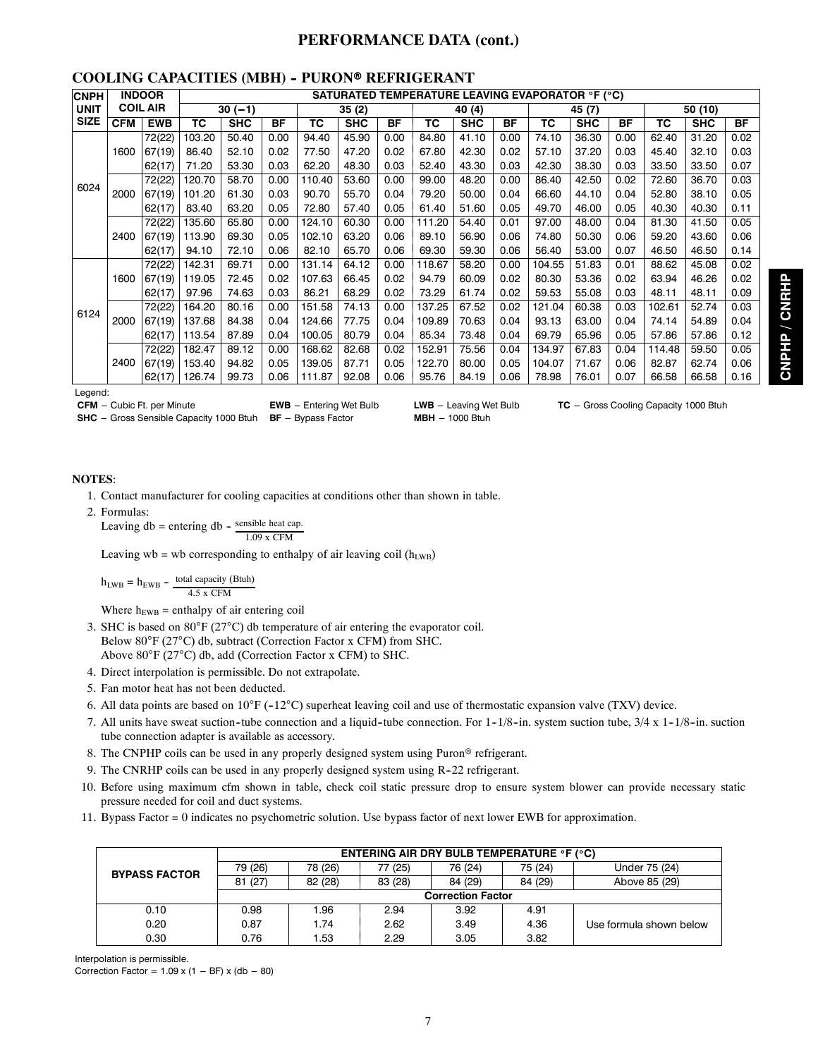## PERFORMANCE DATA (cont.)

### COOLING CAPACITIES (MBH) - PURON® REFRIGERANT

| CNPH UNIT SIZE | INDOOR COIL AIR | | SATURATED TEMPERATURE LEAVING EVAPORATOR °F (°C) | | | | | | | | | | | | | | |
|---|---|---|---|---|---|---|---|---|---|---|---|---|---|---|---|---|---|
| | | | 30 (−1) | | | 35 (2) | | | 40 (4) | | | 45 (7) | | | 50 (10) | | |
| | CFM | EWB | TC | SHC | BF | TC | SHC | BF | TC | SHC | BF | TC | SHC | BF | TC | SHC | BF |
| 6024 | 1600 | 72(22) | 103.20 | 50.40 | 0.00 | 94.40 | 45.90 | 0.00 | 84.80 | 41.10 | 0.00 | 74.10 | 36.30 | 0.00 | 62.40 | 31.20 | 0.02 |
| | | 67(19) | 86.40 | 52.10 | 0.02 | 77.50 | 47.20 | 0.02 | 67.80 | 42.30 | 0.02 | 57.10 | 37.20 | 0.03 | 45.40 | 32.10 | 0.03 |
| | | 62(17) | 71.20 | 53.30 | 0.03 | 62.20 | 48.30 | 0.03 | 52.40 | 43.30 | 0.03 | 42.30 | 38.30 | 0.03 | 33.50 | 33.50 | 0.07 |
| | 2000 | 72(22) | 120.70 | 58.70 | 0.00 | 110.40 | 53.60 | 0.00 | 99.00 | 48.20 | 0.00 | 86.40 | 42.50 | 0.02 | 72.60 | 36.70 | 0.03 |
| | | 67(19) | 101.20 | 61.30 | 0.03 | 90.70 | 55.70 | 0.04 | 79.20 | 50.00 | 0.04 | 66.60 | 44.10 | 0.04 | 52.80 | 38.10 | 0.05 |
| | | 62(17) | 83.40 | 63.20 | 0.05 | 72.80 | 57.40 | 0.05 | 61.40 | 51.60 | 0.05 | 49.70 | 46.00 | 0.05 | 40.30 | 40.30 | 0.11 |
| | 2400 | 72(22) | 135.60 | 65.80 | 0.00 | 124.10 | 60.30 | 0.00 | 111.20 | 54.40 | 0.01 | 97.00 | 48.00 | 0.04 | 81.30 | 41.50 | 0.05 |
| | | 67(19) | 113.90 | 69.30 | 0.05 | 102.10 | 63.20 | 0.06 | 89.10 | 56.90 | 0.06 | 74.80 | 50.30 | 0.06 | 59.20 | 43.60 | 0.06 |
| | | 62(17) | 94.10 | 72.10 | 0.06 | 82.10 | 65.70 | 0.06 | 69.30 | 59.30 | 0.06 | 56.40 | 53.00 | 0.07 | 46.50 | 46.50 | 0.14 |
| 6124 | 1600 | 72(22) | 142.31 | 69.71 | 0.00 | 131.14 | 64.12 | 0.00 | 118.67 | 58.20 | 0.00 | 104.55 | 51.83 | 0.01 | 88.62 | 45.08 | 0.02 |
| | | 67(19) | 119.05 | 72.45 | 0.02 | 107.63 | 66.45 | 0.02 | 94.79 | 60.09 | 0.02 | 80.30 | 53.36 | 0.02 | 63.94 | 46.26 | 0.02 |
| | | 62(17) | 97.96 | 74.63 | 0.03 | 86.21 | 68.29 | 0.02 | 73.29 | 61.74 | 0.02 | 59.53 | 55.08 | 0.03 | 48.11 | 48.11 | 0.09 |
| | 2000 | 72(22) | 164.20 | 80.16 | 0.00 | 151.58 | 74.13 | 0.00 | 137.25 | 67.52 | 0.02 | 121.04 | 60.38 | 0.03 | 102.61 | 52.74 | 0.03 |
| | | 67(19) | 137.68 | 84.38 | 0.04 | 124.66 | 77.75 | 0.04 | 109.89 | 70.63 | 0.04 | 93.13 | 63.00 | 0.04 | 74.14 | 54.89 | 0.04 |
| | | 62(17) | 113.54 | 87.89 | 0.04 | 100.05 | 80.79 | 0.04 | 85.34 | 73.48 | 0.04 | 69.79 | 65.96 | 0.05 | 57.86 | 57.86 | 0.12 |
| | 2400 | 72(22) | 182.47 | 89.12 | 0.00 | 168.62 | 82.68 | 0.02 | 152.91 | 75.56 | 0.04 | 134.97 | 67.83 | 0.04 | 114.48 | 59.50 | 0.05 |
| | | 67(19) | 153.40 | 94.82 | 0.05 | 139.05 | 87.71 | 0.05 | 122.70 | 80.00 | 0.05 | 104.07 | 71.67 | 0.06 | 82.87 | 62.74 | 0.06 |
| | | 62(17) | 126.74 | 99.73 | 0.06 | 111.87 | 92.08 | 0.06 | 95.76 | 84.19 | 0.06 | 78.98 | 76.01 | 0.07 | 66.58 | 66.58 | 0.16 |

Legend:

**CFM** – Cubic Ft. per Minute
**EWB** – Entering Wet Bulb
**LWB** – Leaving Wet Bulb
**TC** – Gross Cooling Capacity 1000 Btuh
**SHC** – Gross Sensible Capacity 1000 Btuh
**BF** – Bypass Factor
**MBH** – 1000 Btuh

**NOTES**:

1. Contact manufacturer for cooling capacities at conditions other than shown in table.
2. Formulas:

   $$\text{Leaving db} = \text{entering db} - \frac{\text{sensible heat cap.}}{1.09 \times \text{CFM}}$$

   Leaving wb = wb corresponding to enthalpy of air leaving coil ($h_{LWB}$)

   $$h_{LWB} = h_{EWB} - \frac{\text{total capacity (Btuh)}}{4.5 \times \text{CFM}}$$

   Where $h_{EWB}$ = enthalpy of air entering coil
3. SHC is based on 80°F (27°C) db temperature of air entering the evaporator coil. Below 80°F (27°C) db, subtract (Correction Factor x CFM) from SHC. Above 80°F (27°C) db, add (Correction Factor x CFM) to SHC.
4. Direct interpolation is permissible. Do not extrapolate.
5. Fan motor heat has not been deducted.
6. All data points are based on 10°F (-12°C) superheat leaving coil and use of thermostatic expansion valve (TXV) device.
7. All units have sweat suction-tube connection and a liquid-tube connection. For 1-1/8-in. system suction tube, 3/4 x 1-1/8-in. suction tube connection adapter is available as accessory.
8. The CNPHP coils can be used in any properly designed system using Puron® refrigerant.
9. The CNRHP coils can be used in any properly designed system using R-22 refrigerant.
10. Before using maximum cfm shown in table, check coil static pressure drop to ensure system blower can provide necessary static pressure needed for coil and duct systems.
11. Bypass Factor = 0 indicates no psychometric solution. Use bypass factor of next lower EWB for approximation.

| BYPASS FACTOR | ENTERING AIR DRY BULB TEMPERATURE °F (°C) | | | | | |
|---|---|---|---|---|---|---|
| | 79 (26) | 78 (26) | 77 (25) | 76 (24) | 75 (24) | Under 75 (24) |
| | 81 (27) | 82 (28) | 83 (28) | 84 (29) | 84 (29) | Above 85 (29) |
| | Correction Factor | | | | | |
| 0.10 | 0.98 | 1.96 | 2.94 | 3.92 | 4.91 | Use formula shown below |
| 0.20 | 0.87 | 1.74 | 2.62 | 3.49 | 4.36 | |
| 0.30 | 0.76 | 1.53 | 2.29 | 3.05 | 3.82 | |

Interpolation is permissible.
Correction Factor = 1.09 x (1 − BF) x (db − 80)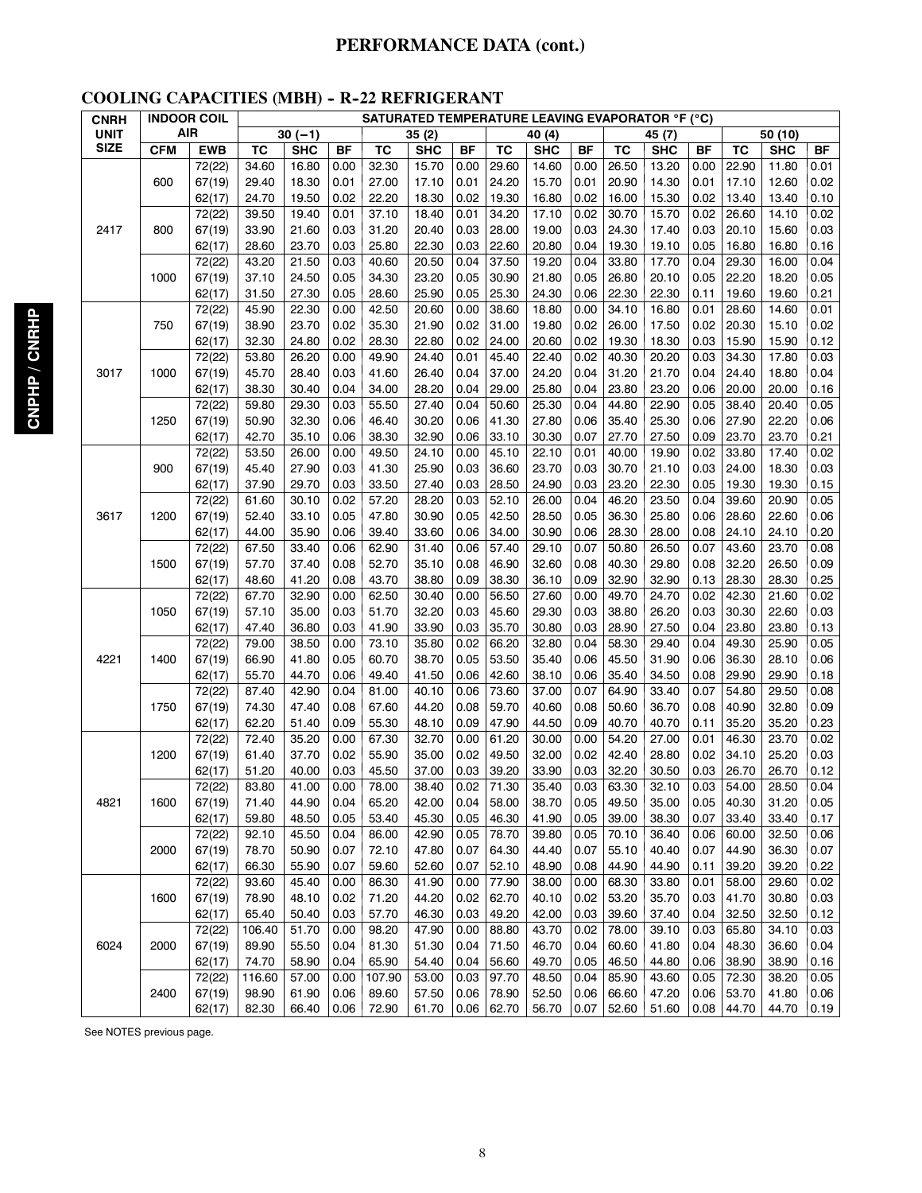# PERFORMANCE DATA (cont.)

## COOLING CAPACITIES (MBH) - R-22 REFRIGERANT

| CNRH UNIT SIZE | INDOOR COIL AIR | | SATURATED TEMPERATURE LEAVING EVAPORATOR °F (°C) | | | | | | | | | | | | | | |
|---|---|---|---|---|---|---|---|---|---|---|---|---|---|---|---|---|---|
| | | | 30 (−1) | | | 35 (2) | | | 40 (4) | | | 45 (7) | | | 50 (10) | | |
| | CFM | EWB | TC | SHC | BF | TC | SHC | BF | TC | SHC | BF | TC | SHC | BF | TC | SHC | BF |
| 2417 | 600 | 72(22) | 34.60 | 16.80 | 0.00 | 32.30 | 15.70 | 0.00 | 29.60 | 14.60 | 0.00 | 26.50 | 13.20 | 0.00 | 22.90 | 11.80 | 0.01 |
| | | 67(19) | 29.40 | 18.30 | 0.01 | 27.00 | 17.10 | 0.01 | 24.20 | 15.70 | 0.01 | 20.90 | 14.30 | 0.01 | 17.10 | 12.60 | 0.02 |
| | | 62(17) | 24.70 | 19.50 | 0.02 | 22.20 | 18.30 | 0.02 | 19.30 | 16.80 | 0.02 | 16.00 | 15.30 | 0.02 | 13.40 | 13.40 | 0.10 |
| | 800 | 72(22) | 39.50 | 19.40 | 0.01 | 37.10 | 18.40 | 0.01 | 34.20 | 17.10 | 0.02 | 30.70 | 15.70 | 0.02 | 26.60 | 14.10 | 0.02 |
| | | 67(19) | 33.90 | 21.60 | 0.03 | 31.20 | 20.40 | 0.03 | 28.00 | 19.00 | 0.03 | 24.30 | 17.40 | 0.03 | 20.10 | 15.60 | 0.03 |
| | | 62(17) | 28.60 | 23.70 | 0.03 | 25.80 | 22.30 | 0.03 | 22.60 | 20.80 | 0.04 | 19.30 | 19.10 | 0.05 | 16.80 | 16.80 | 0.16 |
| | 1000 | 72(22) | 43.20 | 21.50 | 0.03 | 40.60 | 20.50 | 0.04 | 37.50 | 19.20 | 0.04 | 33.80 | 17.70 | 0.04 | 29.30 | 16.00 | 0.04 |
| | | 67(19) | 37.10 | 24.50 | 0.05 | 34.30 | 23.20 | 0.05 | 30.90 | 21.80 | 0.05 | 26.80 | 20.10 | 0.05 | 22.20 | 18.20 | 0.05 |
| | | 62(17) | 31.50 | 27.30 | 0.05 | 28.60 | 25.90 | 0.05 | 25.30 | 24.30 | 0.06 | 22.30 | 22.30 | 0.11 | 19.60 | 19.60 | 0.21 |
| 3017 | 750 | 72(22) | 45.90 | 22.30 | 0.00 | 42.50 | 20.60 | 0.00 | 38.60 | 18.80 | 0.00 | 34.10 | 16.80 | 0.01 | 28.60 | 14.60 | 0.01 |
| | | 67(19) | 38.90 | 23.70 | 0.02 | 35.30 | 21.90 | 0.02 | 31.00 | 19.80 | 0.02 | 26.00 | 17.50 | 0.02 | 20.30 | 15.10 | 0.02 |
| | | 62(17) | 32.30 | 24.80 | 0.02 | 28.30 | 22.80 | 0.02 | 24.00 | 20.60 | 0.02 | 19.30 | 18.30 | 0.03 | 15.90 | 15.90 | 0.12 |
| | 1000 | 72(22) | 53.80 | 26.20 | 0.00 | 49.90 | 24.40 | 0.01 | 45.40 | 22.40 | 0.02 | 40.30 | 20.20 | 0.03 | 34.30 | 17.80 | 0.03 |
| | | 67(19) | 45.70 | 28.40 | 0.03 | 41.60 | 26.40 | 0.04 | 37.00 | 24.20 | 0.04 | 31.20 | 21.70 | 0.04 | 24.40 | 18.80 | 0.04 |
| | | 62(17) | 38.30 | 30.40 | 0.04 | 34.00 | 28.20 | 0.04 | 29.00 | 25.80 | 0.04 | 23.80 | 23.20 | 0.06 | 20.00 | 20.00 | 0.16 |
| | 1250 | 72(22) | 59.80 | 29.30 | 0.03 | 55.50 | 27.40 | 0.04 | 50.60 | 25.30 | 0.04 | 44.80 | 22.90 | 0.05 | 38.40 | 20.40 | 0.05 |
| | | 67(19) | 50.90 | 32.30 | 0.06 | 46.40 | 30.20 | 0.06 | 41.30 | 27.80 | 0.06 | 35.40 | 25.30 | 0.06 | 27.90 | 22.20 | 0.06 |
| | | 62(17) | 42.70 | 35.10 | 0.06 | 38.30 | 32.90 | 0.06 | 33.10 | 30.30 | 0.07 | 27.70 | 27.50 | 0.09 | 23.70 | 23.70 | 0.21 |
| 3617 | 900 | 72(22) | 53.50 | 26.00 | 0.00 | 49.50 | 24.10 | 0.00 | 45.10 | 22.10 | 0.01 | 40.00 | 19.90 | 0.02 | 33.80 | 17.40 | 0.02 |
| | | 67(19) | 45.40 | 27.90 | 0.03 | 41.30 | 25.90 | 0.03 | 36.60 | 23.70 | 0.03 | 30.70 | 21.10 | 0.03 | 24.00 | 18.30 | 0.03 |
| | | 62(17) | 37.90 | 29.70 | 0.03 | 33.50 | 27.40 | 0.03 | 28.50 | 24.90 | 0.03 | 23.20 | 22.30 | 0.05 | 19.30 | 19.30 | 0.15 |
| | 1200 | 72(22) | 61.60 | 30.10 | 0.02 | 57.20 | 28.20 | 0.03 | 52.10 | 26.00 | 0.04 | 46.20 | 23.50 | 0.04 | 39.60 | 20.90 | 0.05 |
| | | 67(19) | 52.40 | 33.10 | 0.05 | 47.80 | 30.90 | 0.05 | 42.50 | 28.50 | 0.05 | 36.30 | 25.80 | 0.06 | 28.60 | 22.60 | 0.06 |
| | | 62(17) | 44.00 | 35.90 | 0.06 | 39.40 | 33.60 | 0.06 | 34.00 | 30.90 | 0.06 | 28.30 | 28.00 | 0.08 | 24.10 | 24.10 | 0.20 |
| | 1500 | 72(22) | 67.50 | 33.40 | 0.06 | 62.90 | 31.40 | 0.06 | 57.40 | 29.10 | 0.07 | 50.80 | 26.50 | 0.07 | 43.60 | 23.70 | 0.08 |
| | | 67(19) | 57.70 | 37.40 | 0.08 | 52.70 | 35.10 | 0.08 | 46.90 | 32.60 | 0.08 | 40.30 | 29.80 | 0.08 | 32.20 | 26.50 | 0.09 |
| | | 62(17) | 48.60 | 41.20 | 0.08 | 43.70 | 38.80 | 0.09 | 38.30 | 36.10 | 0.09 | 32.90 | 32.90 | 0.13 | 28.30 | 28.30 | 0.25 |
| 4221 | 1050 | 72(22) | 67.70 | 32.90 | 0.00 | 62.50 | 30.40 | 0.00 | 56.50 | 27.60 | 0.00 | 49.70 | 24.70 | 0.02 | 42.30 | 21.60 | 0.02 |
| | | 67(19) | 57.10 | 35.00 | 0.03 | 51.70 | 32.20 | 0.03 | 45.60 | 29.30 | 0.03 | 38.80 | 26.20 | 0.03 | 30.30 | 22.60 | 0.03 |
| | | 62(17) | 47.40 | 36.80 | 0.03 | 41.90 | 33.90 | 0.03 | 35.70 | 30.80 | 0.03 | 28.90 | 27.50 | 0.04 | 23.80 | 23.80 | 0.13 |
| | 1400 | 72(22) | 79.00 | 38.50 | 0.00 | 73.10 | 35.80 | 0.02 | 66.20 | 32.80 | 0.04 | 58.30 | 29.40 | 0.04 | 49.30 | 25.90 | 0.05 |
| | | 67(19) | 66.90 | 41.80 | 0.05 | 60.70 | 38.70 | 0.05 | 53.50 | 35.40 | 0.06 | 45.50 | 31.90 | 0.06 | 36.30 | 28.10 | 0.06 |
| | | 62(17) | 55.70 | 44.70 | 0.06 | 49.40 | 41.50 | 0.06 | 42.60 | 38.10 | 0.06 | 35.40 | 34.50 | 0.08 | 29.90 | 29.90 | 0.18 |
| | 1750 | 72(22) | 87.40 | 42.90 | 0.04 | 81.00 | 40.10 | 0.06 | 73.60 | 37.00 | 0.07 | 64.90 | 33.40 | 0.07 | 54.80 | 29.50 | 0.08 |
| | | 67(19) | 74.30 | 47.40 | 0.08 | 67.60 | 44.20 | 0.08 | 59.70 | 40.60 | 0.08 | 50.60 | 36.70 | 0.08 | 40.90 | 32.80 | 0.09 |
| | | 62(17) | 62.20 | 51.40 | 0.09 | 55.30 | 48.10 | 0.09 | 47.90 | 44.50 | 0.09 | 40.70 | 40.70 | 0.11 | 35.20 | 35.20 | 0.23 |
| 4821 | 1200 | 72(22) | 72.40 | 35.20 | 0.00 | 67.30 | 32.70 | 0.00 | 61.20 | 30.00 | 0.00 | 54.20 | 27.00 | 0.01 | 46.30 | 23.70 | 0.02 |
| | | 67(19) | 61.40 | 37.70 | 0.02 | 55.90 | 35.00 | 0.02 | 49.50 | 32.00 | 0.02 | 42.40 | 28.80 | 0.02 | 34.10 | 25.20 | 0.03 |
| | | 62(17) | 51.20 | 40.00 | 0.03 | 45.50 | 37.00 | 0.03 | 39.20 | 33.90 | 0.03 | 32.20 | 30.50 | 0.03 | 26.70 | 26.70 | 0.12 |
| | 1600 | 72(22) | 83.80 | 41.00 | 0.00 | 78.00 | 38.40 | 0.02 | 71.30 | 35.40 | 0.03 | 63.30 | 32.10 | 0.03 | 54.00 | 28.50 | 0.04 |
| | | 67(19) | 71.40 | 44.90 | 0.04 | 65.20 | 42.00 | 0.04 | 58.00 | 38.70 | 0.05 | 49.50 | 35.00 | 0.05 | 40.30 | 31.20 | 0.05 |
| | | 62(17) | 59.80 | 48.50 | 0.05 | 53.40 | 45.30 | 0.05 | 46.30 | 41.90 | 0.05 | 39.00 | 38.30 | 0.07 | 33.40 | 33.40 | 0.17 |
| | 2000 | 72(22) | 92.10 | 45.50 | 0.04 | 86.00 | 42.90 | 0.05 | 78.70 | 39.80 | 0.05 | 70.10 | 36.40 | 0.06 | 60.00 | 32.50 | 0.06 |
| | | 67(19) | 78.70 | 50.90 | 0.07 | 72.10 | 47.80 | 0.07 | 64.30 | 44.40 | 0.07 | 55.10 | 40.40 | 0.07 | 44.90 | 36.30 | 0.07 |
| | | 62(17) | 66.30 | 55.90 | 0.07 | 59.60 | 52.60 | 0.07 | 52.10 | 48.90 | 0.08 | 44.90 | 44.90 | 0.11 | 39.20 | 39.20 | 0.22 |
| 6024 | 1600 | 72(22) | 93.60 | 45.40 | 0.00 | 86.30 | 41.90 | 0.00 | 77.90 | 38.00 | 0.00 | 68.30 | 33.80 | 0.01 | 58.00 | 29.60 | 0.02 |
| | | 67(19) | 78.90 | 48.10 | 0.02 | 71.20 | 44.20 | 0.02 | 62.70 | 40.10 | 0.02 | 53.20 | 35.70 | 0.03 | 41.70 | 30.80 | 0.03 |
| | | 62(17) | 65.40 | 50.40 | 0.03 | 57.70 | 46.30 | 0.03 | 49.20 | 42.00 | 0.03 | 39.60 | 37.40 | 0.04 | 32.50 | 32.50 | 0.12 |
| | 2000 | 72(22) | 106.40 | 51.70 | 0.00 | 98.20 | 47.90 | 0.00 | 88.80 | 43.70 | 0.02 | 78.00 | 39.10 | 0.03 | 65.80 | 34.10 | 0.03 |
| | | 67(19) | 89.90 | 55.50 | 0.04 | 81.30 | 51.30 | 0.04 | 71.50 | 46.70 | 0.04 | 60.60 | 41.80 | 0.04 | 48.30 | 36.60 | 0.04 |
| | | 62(17) | 74.70 | 58.90 | 0.04 | 65.90 | 54.40 | 0.04 | 56.60 | 49.70 | 0.05 | 46.50 | 44.80 | 0.06 | 38.90 | 38.90 | 0.16 |
| | 2400 | 72(22) | 116.60 | 57.00 | 0.00 | 107.90 | 53.00 | 0.03 | 97.70 | 48.50 | 0.04 | 85.90 | 43.60 | 0.05 | 72.30 | 38.20 | 0.05 |
| | | 67(19) | 98.90 | 61.90 | 0.06 | 89.60 | 57.50 | 0.06 | 78.90 | 52.50 | 0.06 | 66.60 | 47.20 | 0.06 | 53.70 | 41.80 | 0.06 |
| | | 62(17) | 82.30 | 66.40 | 0.06 | 72.90 | 61.70 | 0.06 | 62.70 | 56.70 | 0.07 | 52.60 | 51.60 | 0.08 | 44.70 | 44.70 | 0.19 |

See NOTES previous page.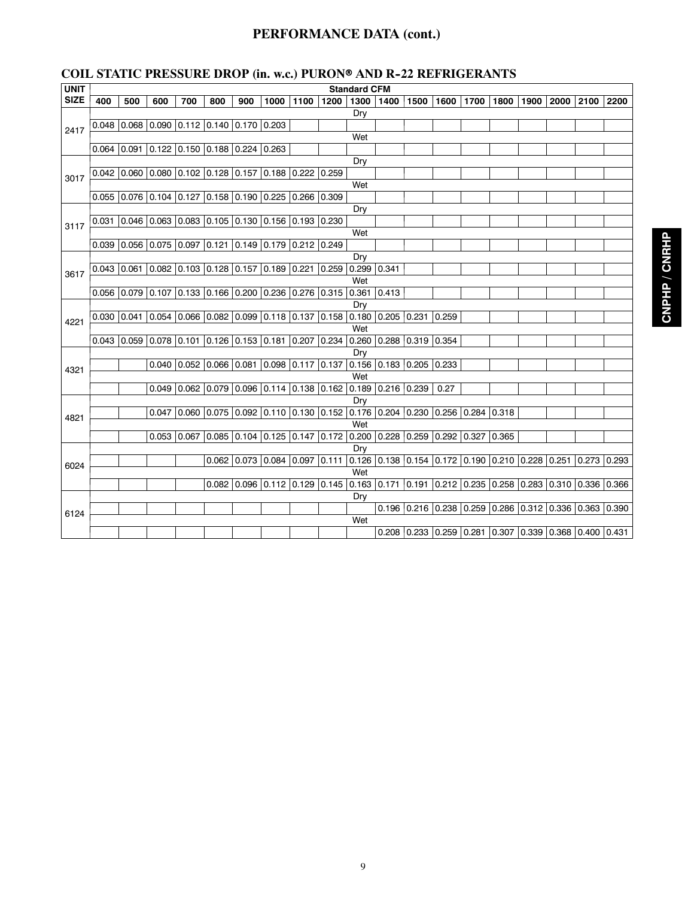# PERFORMANCE DATA (cont.)

## COIL STATIC PRESSURE DROP (in. w.c.) PURON® AND R-22 REFRIGERANTS

| UNIT SIZE | | Standard CFM | | | | | | | | | | | | | | | | | | |
|---|---|---|---|---|---|---|---|---|---|---|---|---|---|---|---|---|---|---|---|---|
| | | 400 | 500 | 600 | 700 | 800 | 900 | 1000 | 1100 | 1200 | 1300 | 1400 | 1500 | 1600 | 1700 | 1800 | 1900 | 2000 | 2100 | 2200 |
| 2417 | Dry | 0.048 | 0.068 | 0.090 | 0.112 | 0.140 | 0.170 | 0.203 | | | | | | | | | | | | |
| | Wet | 0.064 | 0.091 | 0.122 | 0.150 | 0.188 | 0.224 | 0.263 | | | | | | | | | | | | |
| 3017 | Dry | 0.042 | 0.060 | 0.080 | 0.102 | 0.128 | 0.157 | 0.188 | 0.222 | 0.259 | | | | | | | | | | |
| | Wet | 0.055 | 0.076 | 0.104 | 0.127 | 0.158 | 0.190 | 0.225 | 0.266 | 0.309 | | | | | | | | | | |
| 3117 | Dry | 0.031 | 0.046 | 0.063 | 0.083 | 0.105 | 0.130 | 0.156 | 0.193 | 0.230 | | | | | | | | | | |
| | Wet | 0.039 | 0.056 | 0.075 | 0.097 | 0.121 | 0.149 | 0.179 | 0.212 | 0.249 | | | | | | | | | | |
| 3617 | Dry | 0.043 | 0.061 | 0.082 | 0.103 | 0.128 | 0.157 | 0.189 | 0.221 | 0.259 | 0.299 | 0.341 | | | | | | | | |
| | Wet | 0.056 | 0.079 | 0.107 | 0.133 | 0.166 | 0.200 | 0.236 | 0.276 | 0.315 | 0.361 | 0.413 | | | | | | | | |
| 4221 | Dry | 0.030 | 0.041 | 0.054 | 0.066 | 0.082 | 0.099 | 0.118 | 0.137 | 0.158 | 0.180 | 0.205 | 0.231 | 0.259 | | | | | | |
| | Wet | 0.043 | 0.059 | 0.078 | 0.101 | 0.126 | 0.153 | 0.181 | 0.207 | 0.234 | 0.260 | 0.288 | 0.319 | 0.354 | | | | | | |
| 4321 | Dry | | | 0.040 | 0.052 | 0.066 | 0.081 | 0.098 | 0.117 | 0.137 | 0.156 | 0.183 | 0.205 | 0.233 | | | | | | |
| | Wet | | | 0.049 | 0.062 | 0.079 | 0.096 | 0.114 | 0.138 | 0.162 | 0.189 | 0.216 | 0.239 | 0.27 | | | | | | |
| 4821 | Dry | | | 0.047 | 0.060 | 0.075 | 0.092 | 0.110 | 0.130 | 0.152 | 0.176 | 0.204 | 0.230 | 0.256 | 0.284 | 0.318 | | | | |
| | Wet | | | 0.053 | 0.067 | 0.085 | 0.104 | 0.125 | 0.147 | 0.172 | 0.200 | 0.228 | 0.259 | 0.292 | 0.327 | 0.365 | | | | |
| 6024 | Dry | | | | | 0.062 | 0.073 | 0.084 | 0.097 | 0.111 | 0.126 | 0.138 | 0.154 | 0.172 | 0.190 | 0.210 | 0.228 | 0.251 | 0.273 | 0.293 |
| | Wet | | | | | 0.082 | 0.096 | 0.112 | 0.129 | 0.145 | 0.163 | 0.171 | 0.191 | 0.212 | 0.235 | 0.258 | 0.283 | 0.310 | 0.336 | 0.366 |
| 6124 | Dry | | | | | | | | | | | 0.196 | 0.216 | 0.238 | 0.259 | 0.286 | 0.312 | 0.336 | 0.363 | 0.390 |
| | Wet | | | | | | | | | | | 0.208 | 0.233 | 0.259 | 0.281 | 0.307 | 0.339 | 0.368 | 0.400 | 0.431 |

CNPHP / CNRHP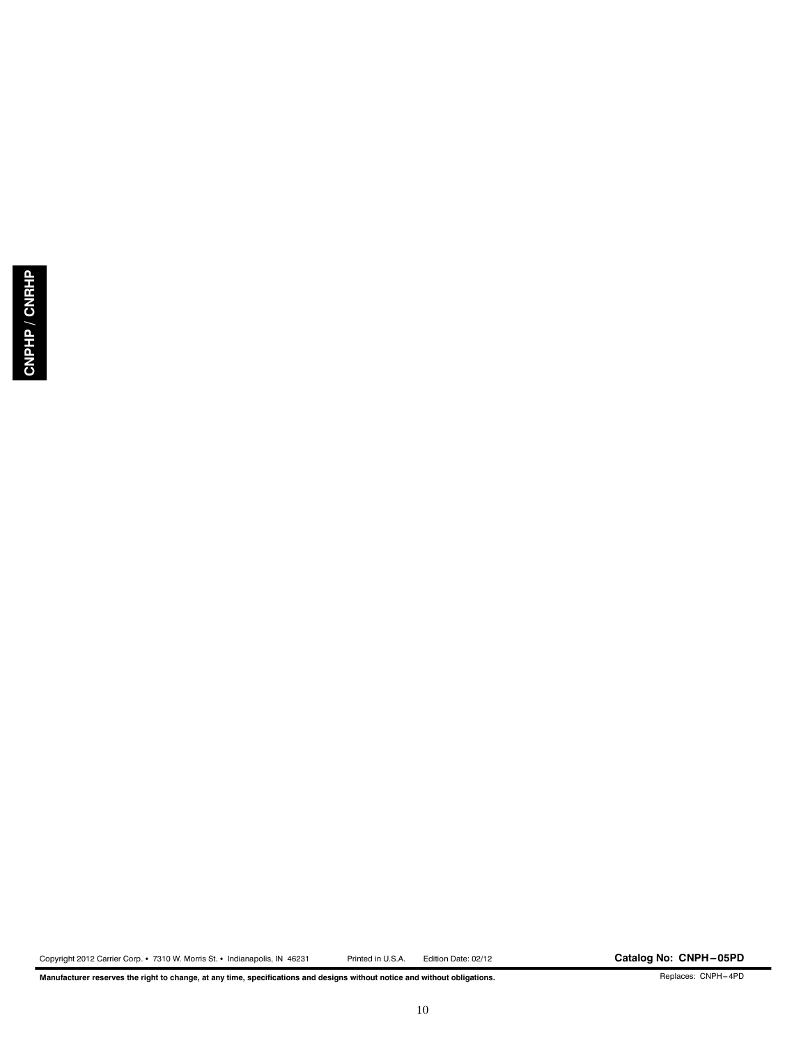Copyright 2012 Carrier Corp. • 7310 W. Morris St. • Indianapolis, IN 46231 Printed in U.S.A. Edition Date: 02/12

**Catalog No: CNPH−05PD**

**Manufacturer reserves the right to change, at any time, specifications and designs without notice and without obligations.**

Replaces: CNPH−4PD